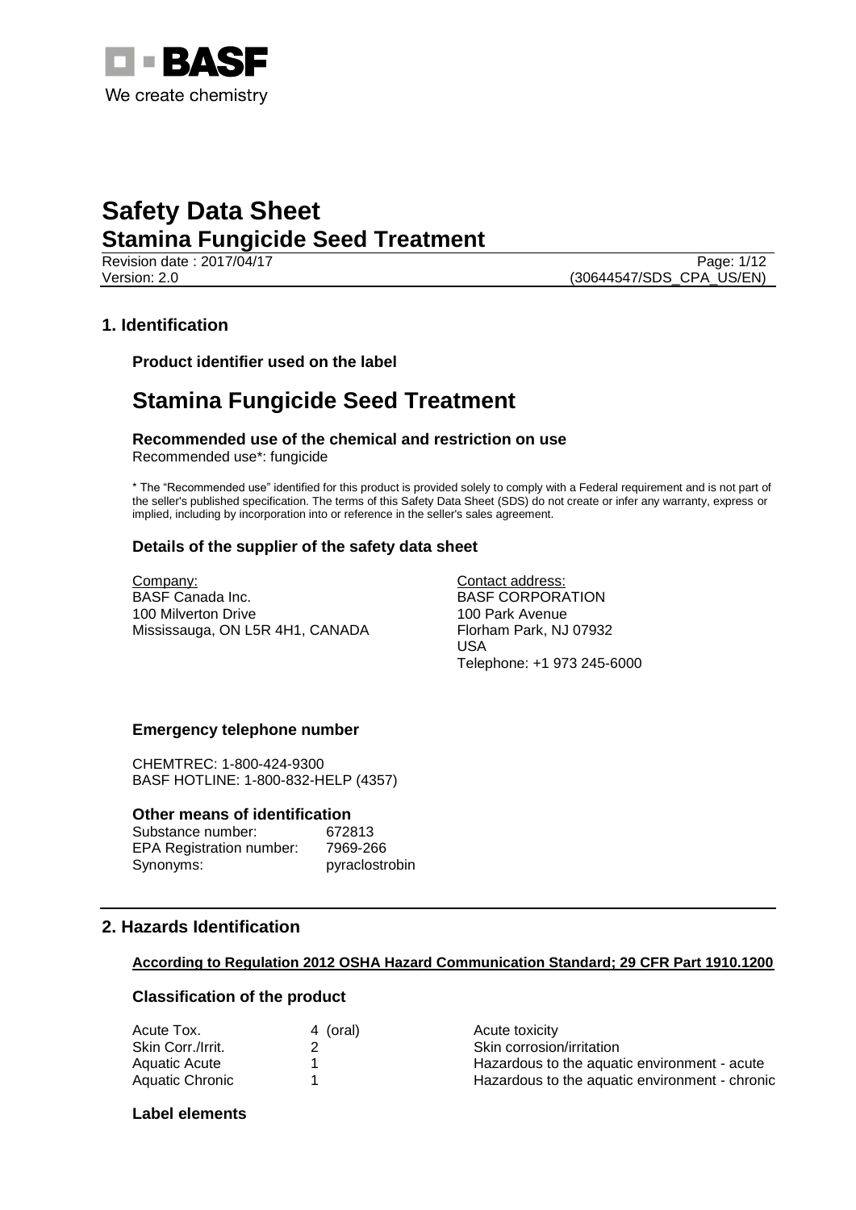# Safety Data Sheet
## Stamina Fungicide Seed Treatment

Revision date : 2017/04/17
Version: 2.0
(30644547/SDS_CPA_US/EN)

## 1. Identification

### Product identifier used on the label

# Stamina Fungicide Seed Treatment

### Recommended use of the chemical and restriction on use

Recommended use*: fungicide

* The "Recommended use" identified for this product is provided solely to comply with a Federal requirement and is not part of the seller's published specification. The terms of this Safety Data Sheet (SDS) do not create or infer any warranty, express or implied, including by incorporation into or reference in the seller's sales agreement.

### Details of the supplier of the safety data sheet

Company:
BASF Canada Inc.
100 Milverton Drive
Mississauga, ON L5R 4H1, CANADA

Contact address:
BASF CORPORATION
100 Park Avenue
Florham Park, NJ 07932
USA
Telephone: +1 973 245-6000

### Emergency telephone number

CHEMTREC: 1-800-424-9300
BASF HOTLINE: 1-800-832-HELP (4357)

### Other means of identification

| | |
|---|---|
| Substance number: | 672813 |
| EPA Registration number: | 7969-266 |
| Synonyms: | pyraclostrobin |

## 2. Hazards Identification

**According to Regulation 2012 OSHA Hazard Communication Standard; 29 CFR Part 1910.1200**

### Classification of the product

| | | |
|---|---|---|
| Acute Tox. | 4 (oral) | Acute toxicity |
| Skin Corr./Irrit. | 2 | Skin corrosion/irritation |
| Aquatic Acute | 1 | Hazardous to the aquatic environment - acute |
| Aquatic Chronic | 1 | Hazardous to the aquatic environment - chronic |

### Label elements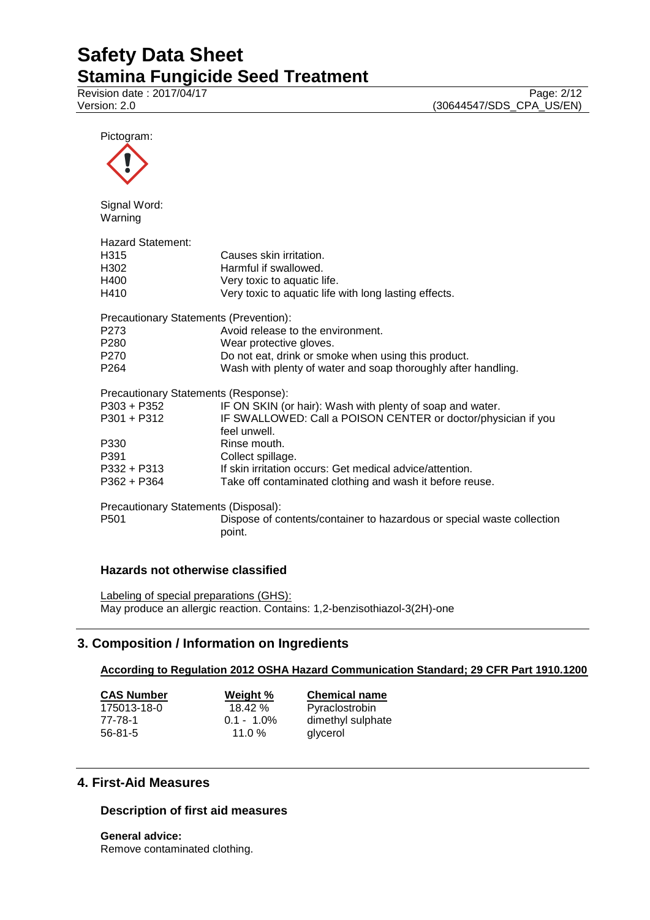Pictogram:

Signal Word:
Warning

Hazard Statement:

| | |
|---|---|
| H315 | Causes skin irritation. |
| H302 | Harmful if swallowed. |
| H400 | Very toxic to aquatic life. |
| H410 | Very toxic to aquatic life with long lasting effects. |

Precautionary Statements (Prevention):

| | |
|---|---|
| P273 | Avoid release to the environment. |
| P280 | Wear protective gloves. |
| P270 | Do not eat, drink or smoke when using this product. |
| P264 | Wash with plenty of water and soap thoroughly after handling. |

Precautionary Statements (Response):

| | |
|---|---|
| P303 + P352 | IF ON SKIN (or hair): Wash with plenty of soap and water. |
| P301 + P312 | IF SWALLOWED: Call a POISON CENTER or doctor/physician if you feel unwell. |
| P330 | Rinse mouth. |
| P391 | Collect spillage. |
| P332 + P313 | If skin irritation occurs: Get medical advice/attention. |
| P362 + P364 | Take off contaminated clothing and wash it before reuse. |

Precautionary Statements (Disposal):

| | |
|---|---|
| P501 | Dispose of contents/container to hazardous or special waste collection point. |

### Hazards not otherwise classified

Labeling of special preparations (GHS):
May produce an allergic reaction. Contains: 1,2-benzisothiazol-3(2H)-one

## 3. Composition / Information on Ingredients

**According to Regulation 2012 OSHA Hazard Communication Standard; 29 CFR Part 1910.1200**

| CAS Number | Weight % | Chemical name |
|---|---|---|
| 175013-18-0 | 18.42 % | Pyraclostrobin |
| 77-78-1 | 0.1 - 1.0% | dimethyl sulphate |
| 56-81-5 | 11.0 % | glycerol |

## 4. First-Aid Measures

### Description of first aid measures

**General advice:**
Remove contaminated clothing.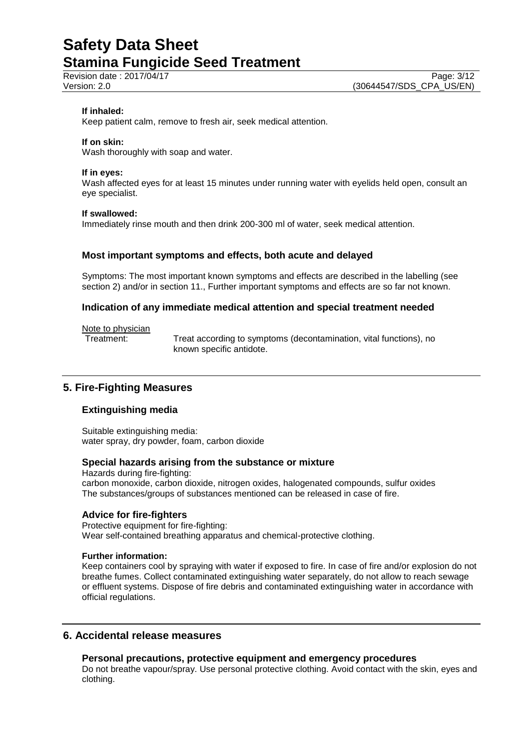**If inhaled:**
Keep patient calm, remove to fresh air, seek medical attention.

**If on skin:**
Wash thoroughly with soap and water.

**If in eyes:**
Wash affected eyes for at least 15 minutes under running water with eyelids held open, consult an eye specialist.

**If swallowed:**
Immediately rinse mouth and then drink 200-300 ml of water, seek medical attention.

### Most important symptoms and effects, both acute and delayed

Symptoms: The most important known symptoms and effects are described in the labelling (see section 2) and/or in section 11., Further important symptoms and effects are so far not known.

### Indication of any immediate medical attention and special treatment needed

Note to physician

Treatment: Treat according to symptoms (decontamination, vital functions), no known specific antidote.

## 5. Fire-Fighting Measures

### Extinguishing media

Suitable extinguishing media:
water spray, dry powder, foam, carbon dioxide

### Special hazards arising from the substance or mixture

Hazards during fire-fighting:
carbon monoxide, carbon dioxide, nitrogen oxides, halogenated compounds, sulfur oxides
The substances/groups of substances mentioned can be released in case of fire.

### Advice for fire-fighters

Protective equipment for fire-fighting:
Wear self-contained breathing apparatus and chemical-protective clothing.

**Further information:**
Keep containers cool by spraying with water if exposed to fire. In case of fire and/or explosion do not breathe fumes. Collect contaminated extinguishing water separately, do not allow to reach sewage or effluent systems. Dispose of fire debris and contaminated extinguishing water in accordance with official regulations.

## 6. Accidental release measures

### Personal precautions, protective equipment and emergency procedures

Do not breathe vapour/spray. Use personal protective clothing. Avoid contact with the skin, eyes and clothing.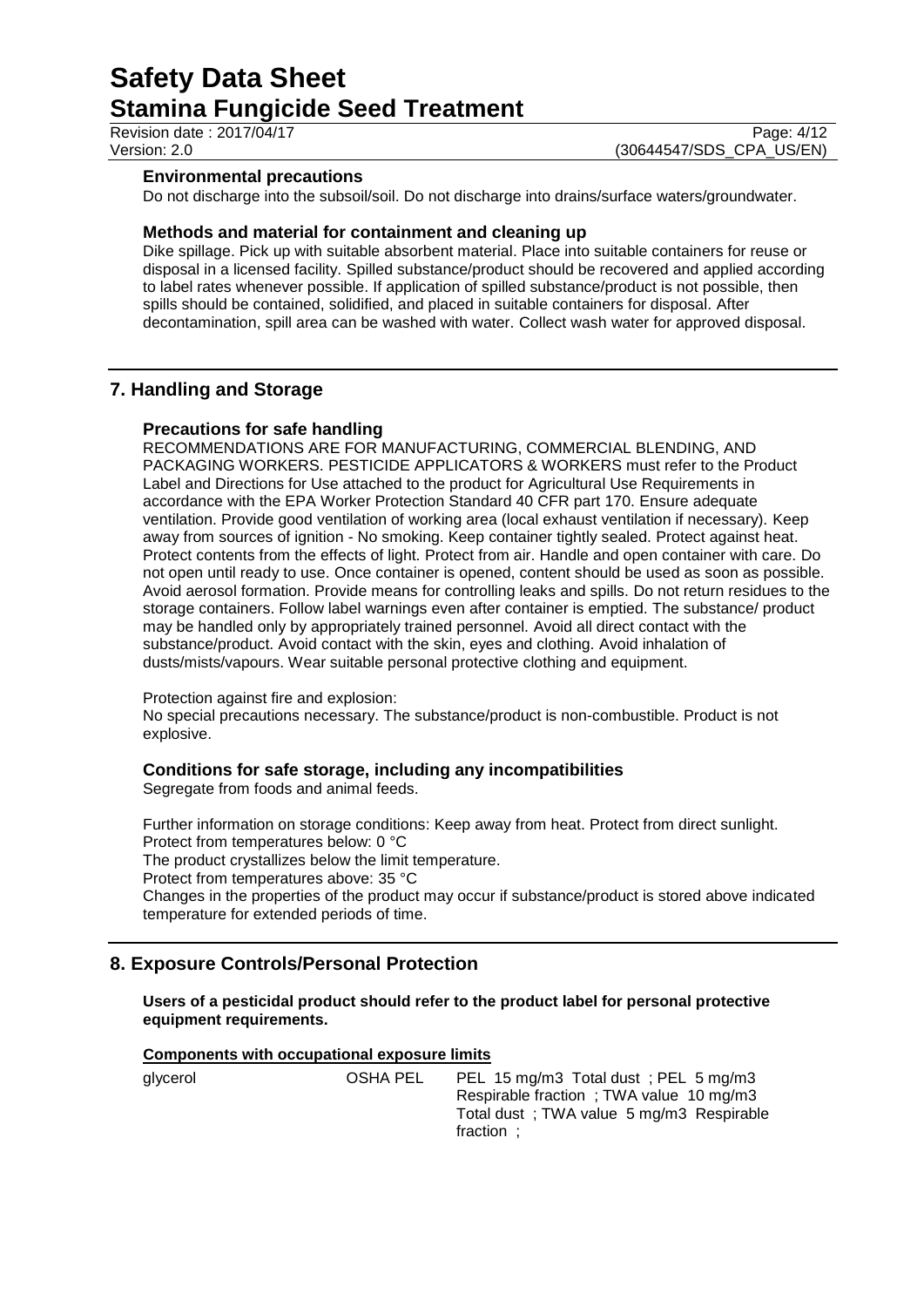### Environmental precautions

Do not discharge into the subsoil/soil. Do not discharge into drains/surface waters/groundwater.

### Methods and material for containment and cleaning up

Dike spillage. Pick up with suitable absorbent material. Place into suitable containers for reuse or disposal in a licensed facility. Spilled substance/product should be recovered and applied according to label rates whenever possible. If application of spilled substance/product is not possible, then spills should be contained, solidified, and placed in suitable containers for disposal. After decontamination, spill area can be washed with water. Collect wash water for approved disposal.

## 7. Handling and Storage

### Precautions for safe handling

RECOMMENDATIONS ARE FOR MANUFACTURING, COMMERCIAL BLENDING, AND PACKAGING WORKERS. PESTICIDE APPLICATORS & WORKERS must refer to the Product Label and Directions for Use attached to the product for Agricultural Use Requirements in accordance with the EPA Worker Protection Standard 40 CFR part 170. Ensure adequate ventilation. Provide good ventilation of working area (local exhaust ventilation if necessary). Keep away from sources of ignition - No smoking. Keep container tightly sealed. Protect against heat. Protect contents from the effects of light. Protect from air. Handle and open container with care. Do not open until ready to use. Once container is opened, content should be used as soon as possible. Avoid aerosol formation. Provide means for controlling leaks and spills. Do not return residues to the storage containers. Follow label warnings even after container is emptied. The substance/ product may be handled only by appropriately trained personnel. Avoid all direct contact with the substance/product. Avoid contact with the skin, eyes and clothing. Avoid inhalation of dusts/mists/vapours. Wear suitable personal protective clothing and equipment.

Protection against fire and explosion:
No special precautions necessary. The substance/product is non-combustible. Product is not explosive.

### Conditions for safe storage, including any incompatibilities

Segregate from foods and animal feeds.

Further information on storage conditions: Keep away from heat. Protect from direct sunlight.
Protect from temperatures below: 0 °C
The product crystallizes below the limit temperature.
Protect from temperatures above: 35 °C
Changes in the properties of the product may occur if substance/product is stored above indicated temperature for extended periods of time.

## 8. Exposure Controls/Personal Protection

**Users of a pesticidal product should refer to the product label for personal protective equipment requirements.**

**Components with occupational exposure limits**

| | | |
|---|---|---|
| glycerol | OSHA PEL | PEL 15 mg/m3 Total dust ; PEL 5 mg/m3 Respirable fraction ; TWA value 10 mg/m3 Total dust ; TWA value 5 mg/m3 Respirable fraction ; |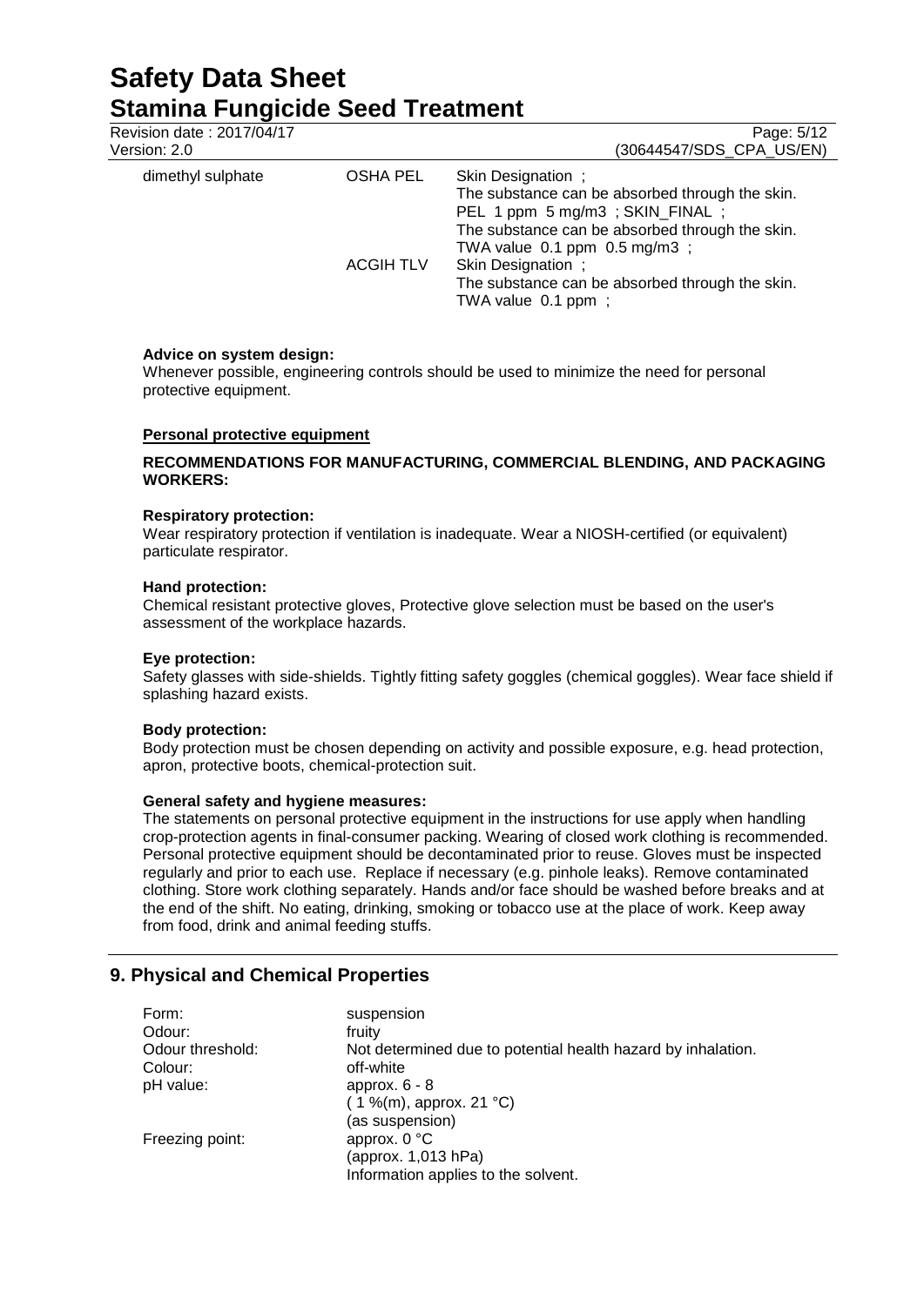| | | |
|---|---|---|
| dimethyl sulphate | OSHA PEL | Skin Designation ;<br>The substance can be absorbed through the skin.<br>PEL 1 ppm 5 mg/m3 ; SKIN_FINAL ;<br>The substance can be absorbed through the skin.<br>TWA value 0.1 ppm 0.5 mg/m3 ; |
| | ACGIH TLV | Skin Designation ;<br>The substance can be absorbed through the skin.<br>TWA value 0.1 ppm ; |

**Advice on system design:**
Whenever possible, engineering controls should be used to minimize the need for personal protective equipment.

**Personal protective equipment**

**RECOMMENDATIONS FOR MANUFACTURING, COMMERCIAL BLENDING, AND PACKAGING WORKERS:**

**Respiratory protection:**
Wear respiratory protection if ventilation is inadequate. Wear a NIOSH-certified (or equivalent) particulate respirator.

**Hand protection:**
Chemical resistant protective gloves, Protective glove selection must be based on the user's assessment of the workplace hazards.

**Eye protection:**
Safety glasses with side-shields. Tightly fitting safety goggles (chemical goggles). Wear face shield if splashing hazard exists.

**Body protection:**
Body protection must be chosen depending on activity and possible exposure, e.g. head protection, apron, protective boots, chemical-protection suit.

**General safety and hygiene measures:**
The statements on personal protective equipment in the instructions for use apply when handling crop-protection agents in final-consumer packing. Wearing of closed work clothing is recommended. Personal protective equipment should be decontaminated prior to reuse. Gloves must be inspected regularly and prior to each use. Replace if necessary (e.g. pinhole leaks). Remove contaminated clothing. Store work clothing separately. Hands and/or face should be washed before breaks and at the end of the shift. No eating, drinking, smoking or tobacco use at the place of work. Keep away from food, drink and animal feeding stuffs.

## 9. Physical and Chemical Properties

| | |
|---|---|
| Form: | suspension |
| Odour: | fruity |
| Odour threshold: | Not determined due to potential health hazard by inhalation. |
| Colour: | off-white |
| pH value: | approx. 6 - 8<br>( 1 %(m), approx. 21 °C)<br>(as suspension) |
| Freezing point: | approx. 0 °C<br>(approx. 1,013 hPa)<br>Information applies to the solvent. |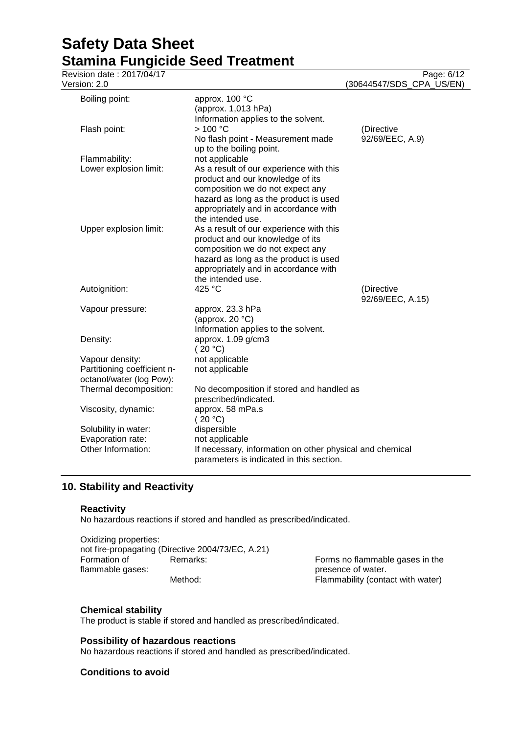| | | |
|---|---|---|
| Boiling point: | approx. 100 °C<br>(approx. 1,013 hPa)<br>Information applies to the solvent. | |
| Flash point: | > 100 °C<br>No flash point - Measurement made up to the boiling point. | (Directive 92/69/EEC, A.9) |
| Flammability: | not applicable | |
| Lower explosion limit: | As a result of our experience with this product and our knowledge of its composition we do not expect any hazard as long as the product is used appropriately and in accordance with the intended use. | |
| Upper explosion limit: | As a result of our experience with this product and our knowledge of its composition we do not expect any hazard as long as the product is used appropriately and in accordance with the intended use. | |
| Autoignition: | 425 °C | (Directive 92/69/EEC, A.15) |
| Vapour pressure: | approx. 23.3 hPa<br>(approx. 20 °C)<br>Information applies to the solvent. | |
| Density: | approx. 1.09 g/cm3<br>( 20 °C) | |
| Vapour density: | not applicable | |
| Partitioning coefficient n-octanol/water (log Pow): | not applicable | |
| Thermal decomposition: | No decomposition if stored and handled as prescribed/indicated. | |
| Viscosity, dynamic: | approx. 58 mPa.s<br>( 20 °C) | |
| Solubility in water: | dispersible | |
| Evaporation rate: | not applicable | |
| Other Information: | If necessary, information on other physical and chemical parameters is indicated in this section. | |

## 10. Stability and Reactivity

### Reactivity

No hazardous reactions if stored and handled as prescribed/indicated.

Oxidizing properties:
not fire-propagating (Directive 2004/73/EC, A.21)

| | | |
|---|---|---|
| Formation of flammable gases: | Remarks: | Forms no flammable gases in the presence of water. |
| | Method: | Flammability (contact with water) |

### Chemical stability

The product is stable if stored and handled as prescribed/indicated.

### Possibility of hazardous reactions

No hazardous reactions if stored and handled as prescribed/indicated.

### Conditions to avoid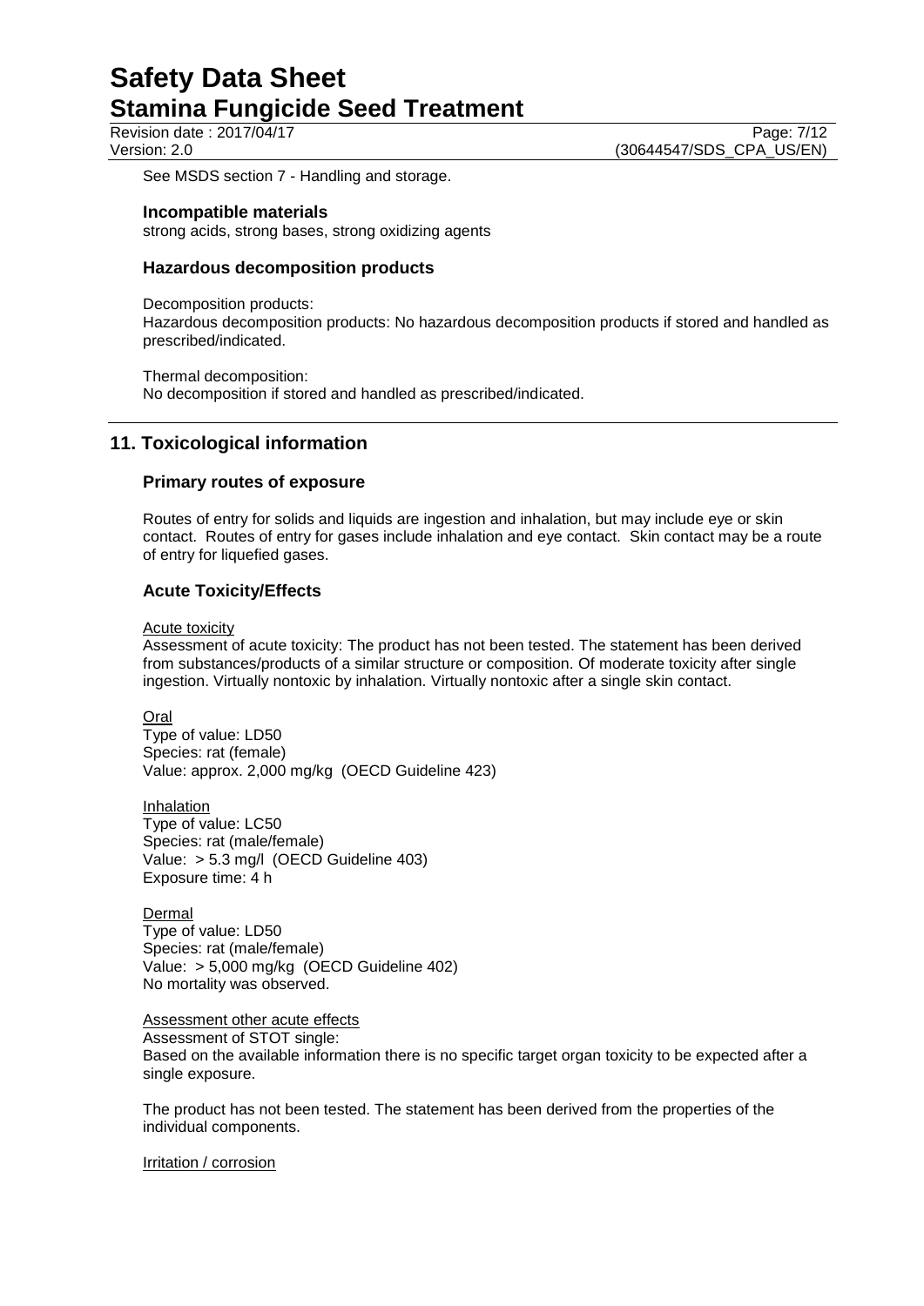See MSDS section 7 - Handling and storage.

### Incompatible materials

strong acids, strong bases, strong oxidizing agents

### Hazardous decomposition products

Decomposition products:
Hazardous decomposition products: No hazardous decomposition products if stored and handled as prescribed/indicated.

Thermal decomposition:
No decomposition if stored and handled as prescribed/indicated.

## 11. Toxicological information

### Primary routes of exposure

Routes of entry for solids and liquids are ingestion and inhalation, but may include eye or skin contact. Routes of entry for gases include inhalation and eye contact. Skin contact may be a route of entry for liquefied gases.

### Acute Toxicity/Effects

Acute toxicity

Assessment of acute toxicity: The product has not been tested. The statement has been derived from substances/products of a similar structure or composition. Of moderate toxicity after single ingestion. Virtually nontoxic by inhalation. Virtually nontoxic after a single skin contact.

Oral

Type of value: LD50
Species: rat (female)
Value: approx. 2,000 mg/kg (OECD Guideline 423)

Inhalation

Type of value: LC50
Species: rat (male/female)
Value: > 5.3 mg/l (OECD Guideline 403)
Exposure time: 4 h

Dermal

Type of value: LD50
Species: rat (male/female)
Value: > 5,000 mg/kg (OECD Guideline 402)
No mortality was observed.

Assessment other acute effects

Assessment of STOT single:
Based on the available information there is no specific target organ toxicity to be expected after a single exposure.

The product has not been tested. The statement has been derived from the properties of the individual components.

Irritation / corrosion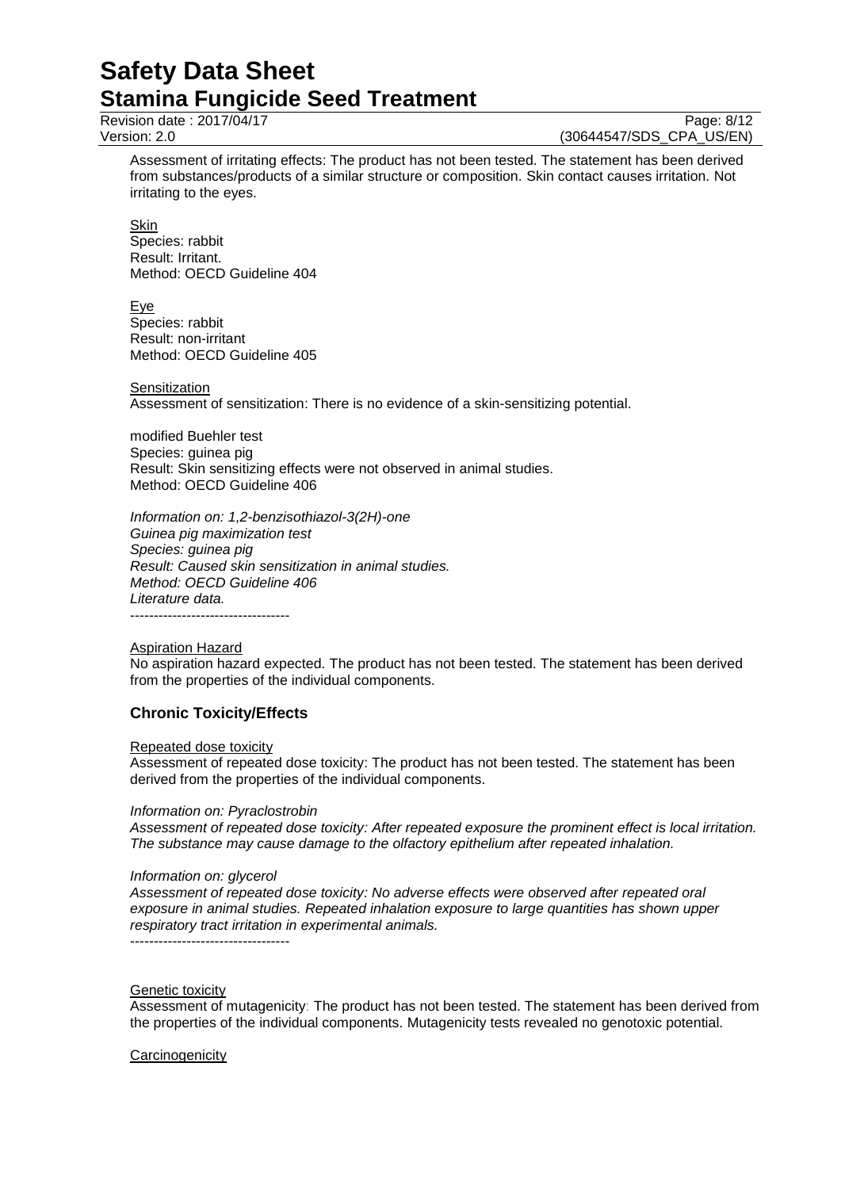Assessment of irritating effects: The product has not been tested. The statement has been derived from substances/products of a similar structure or composition. Skin contact causes irritation. Not irritating to the eyes.

Skin
Species: rabbit
Result: Irritant.
Method: OECD Guideline 404

Eye
Species: rabbit
Result: non-irritant
Method: OECD Guideline 405

Sensitization
Assessment of sensitization: There is no evidence of a skin-sensitizing potential.

modified Buehler test
Species: guinea pig
Result: Skin sensitizing effects were not observed in animal studies.
Method: OECD Guideline 406

*Information on: 1,2-benzisothiazol-3(2H)-one*
*Guinea pig maximization test*
*Species: guinea pig*
*Result: Caused skin sensitization in animal studies.*
*Method: OECD Guideline 406*
*Literature data.*

----------------------------------

Aspiration Hazard
No aspiration hazard expected. The product has not been tested. The statement has been derived from the properties of the individual components.

### Chronic Toxicity/Effects

Repeated dose toxicity
Assessment of repeated dose toxicity: The product has not been tested. The statement has been derived from the properties of the individual components.

*Information on: Pyraclostrobin*
*Assessment of repeated dose toxicity: After repeated exposure the prominent effect is local irritation. The substance may cause damage to the olfactory epithelium after repeated inhalation.*

*Information on: glycerol*
*Assessment of repeated dose toxicity: No adverse effects were observed after repeated oral exposure in animal studies. Repeated inhalation exposure to large quantities has shown upper respiratory tract irritation in experimental animals.*

----------------------------------

Genetic toxicity
Assessment of mutagenicity: The product has not been tested. The statement has been derived from the properties of the individual components. Mutagenicity tests revealed no genotoxic potential.

Carcinogenicity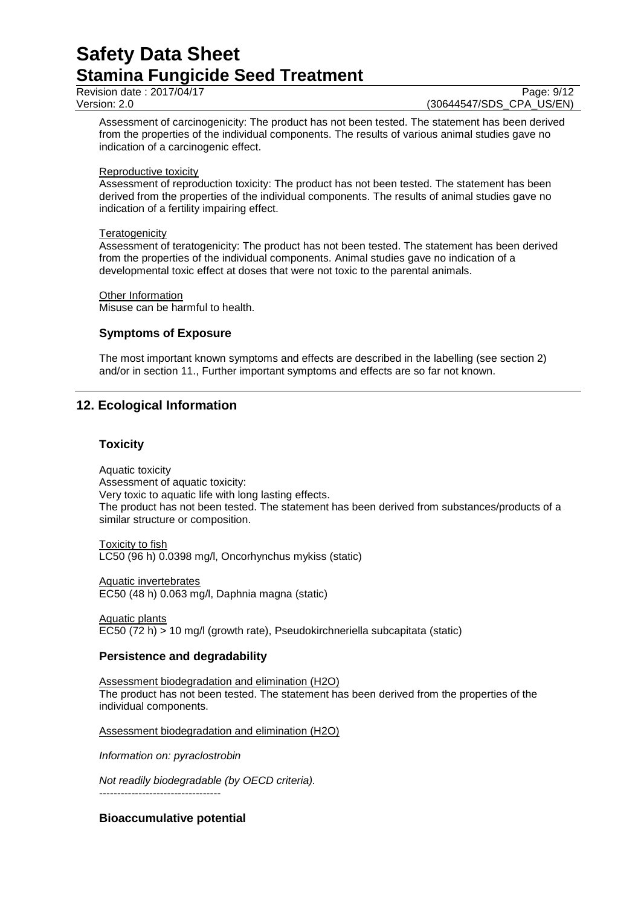Assessment of carcinogenicity: The product has not been tested. The statement has been derived from the properties of the individual components. The results of various animal studies gave no indication of a carcinogenic effect.

Reproductive toxicity
Assessment of reproduction toxicity: The product has not been tested. The statement has been derived from the properties of the individual components. The results of animal studies gave no indication of a fertility impairing effect.

Teratogenicity
Assessment of teratogenicity: The product has not been tested. The statement has been derived from the properties of the individual components. Animal studies gave no indication of a developmental toxic effect at doses that were not toxic to the parental animals.

Other Information
Misuse can be harmful to health.

### Symptoms of Exposure

The most important known symptoms and effects are described in the labelling (see section 2) and/or in section 11., Further important symptoms and effects are so far not known.

## 12. Ecological Information

### Toxicity

Aquatic toxicity
Assessment of aquatic toxicity:
Very toxic to aquatic life with long lasting effects.
The product has not been tested. The statement has been derived from substances/products of a similar structure or composition.

Toxicity to fish
LC50 (96 h) 0.0398 mg/l, Oncorhynchus mykiss (static)

Aquatic invertebrates
EC50 (48 h) 0.063 mg/l, Daphnia magna (static)

Aquatic plants
EC50 (72 h) > 10 mg/l (growth rate), Pseudokirchneriella subcapitata (static)

### Persistence and degradability

Assessment biodegradation and elimination (H2O)
The product has not been tested. The statement has been derived from the properties of the individual components.

Assessment biodegradation and elimination (H2O)

*Information on: pyraclostrobin*

*Not readily biodegradable (by OECD criteria).*
----------------------------------

### Bioaccumulative potential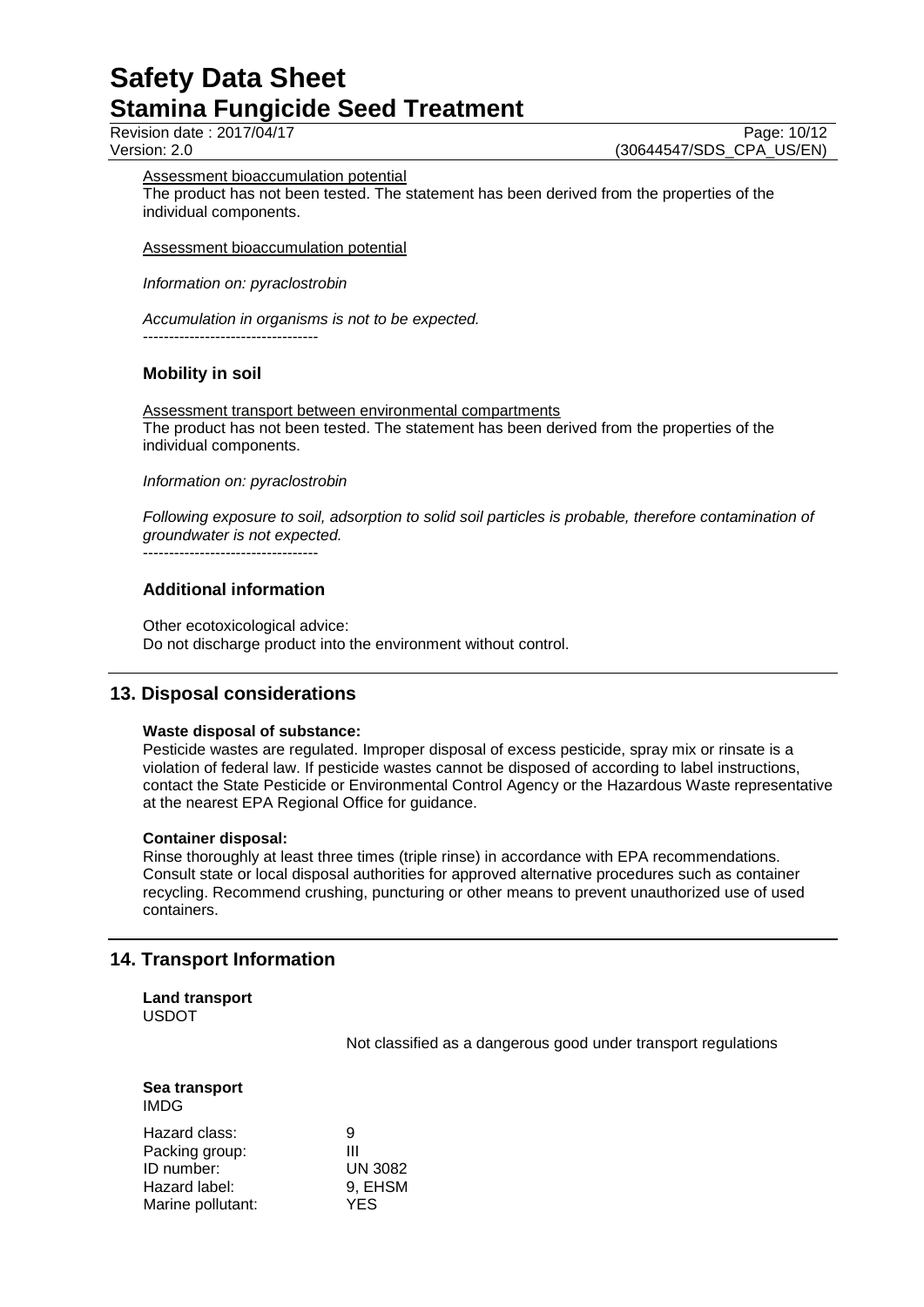Assessment bioaccumulation potential
The product has not been tested. The statement has been derived from the properties of the individual components.

Assessment bioaccumulation potential

*Information on: pyraclostrobin*

*Accumulation in organisms is not to be expected.*
----------------------------------

### Mobility in soil

Assessment transport between environmental compartments
The product has not been tested. The statement has been derived from the properties of the individual components.

*Information on: pyraclostrobin*

*Following exposure to soil, adsorption to solid soil particles is probable, therefore contamination of groundwater is not expected.*
----------------------------------

### Additional information

Other ecotoxicological advice:
Do not discharge product into the environment without control.

## 13. Disposal considerations

**Waste disposal of substance:**
Pesticide wastes are regulated. Improper disposal of excess pesticide, spray mix or rinsate is a violation of federal law. If pesticide wastes cannot be disposed of according to label instructions, contact the State Pesticide or Environmental Control Agency or the Hazardous Waste representative at the nearest EPA Regional Office for guidance.

**Container disposal:**
Rinse thoroughly at least three times (triple rinse) in accordance with EPA recommendations. Consult state or local disposal authorities for approved alternative procedures such as container recycling. Recommend crushing, puncturing or other means to prevent unauthorized use of used containers.

## 14. Transport Information

**Land transport**
USDOT

Not classified as a dangerous good under transport regulations

**Sea transport**
IMDG

Hazard class: 9
Packing group: III
ID number: UN 3082
Hazard label: 9, EHSM
Marine pollutant: YES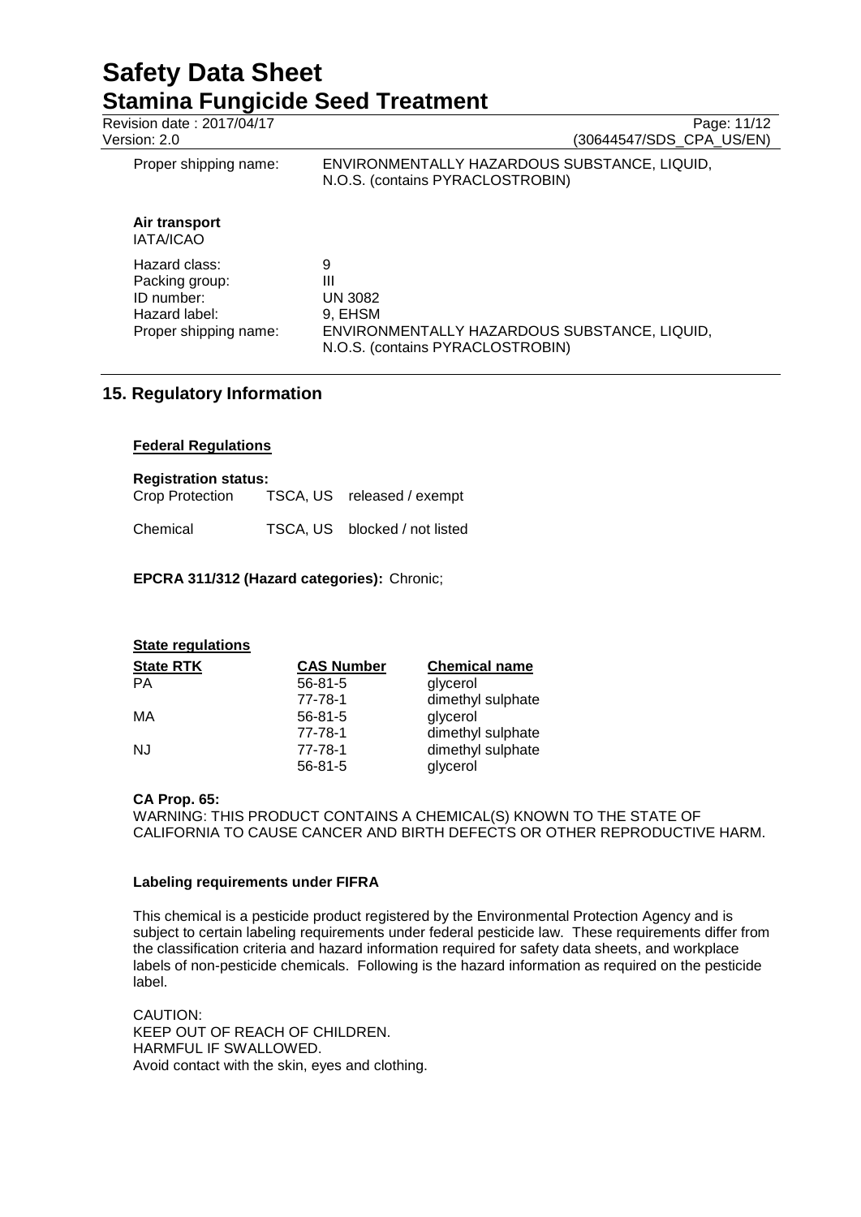| | |
|---|---|
| Proper shipping name: | ENVIRONMENTALLY HAZARDOUS SUBSTANCE, LIQUID, N.O.S. (contains PYRACLOSTROBIN) |

**Air transport**
IATA/ICAO

| | |
|---|---|
| Hazard class: | 9 |
| Packing group: | III |
| ID number: | UN 3082 |
| Hazard label: | 9, EHSM |
| Proper shipping name: | ENVIRONMENTALLY HAZARDOUS SUBSTANCE, LIQUID, N.O.S. (contains PYRACLOSTROBIN) |

## 15. Regulatory Information

**Federal Regulations**

**Registration status:**

| | | |
|---|---|---|
| Crop Protection | TSCA, US | released / exempt |
| Chemical | TSCA, US | blocked / not listed |

**EPCRA 311/312 (Hazard categories):** Chronic;

**State regulations**

| State RTK | CAS Number | Chemical name |
|---|---|---|
| PA | 56-81-5 | glycerol |
| | 77-78-1 | dimethyl sulphate |
| MA | 56-81-5 | glycerol |
| | 77-78-1 | dimethyl sulphate |
| NJ | 77-78-1 | dimethyl sulphate |
| | 56-81-5 | glycerol |

**CA Prop. 65:**
WARNING: THIS PRODUCT CONTAINS A CHEMICAL(S) KNOWN TO THE STATE OF CALIFORNIA TO CAUSE CANCER AND BIRTH DEFECTS OR OTHER REPRODUCTIVE HARM.

**Labeling requirements under FIFRA**

This chemical is a pesticide product registered by the Environmental Protection Agency and is subject to certain labeling requirements under federal pesticide law. These requirements differ from the classification criteria and hazard information required for safety data sheets, and workplace labels of non-pesticide chemicals. Following is the hazard information as required on the pesticide label.

CAUTION:
KEEP OUT OF REACH OF CHILDREN.
HARMFUL IF SWALLOWED.
Avoid contact with the skin, eyes and clothing.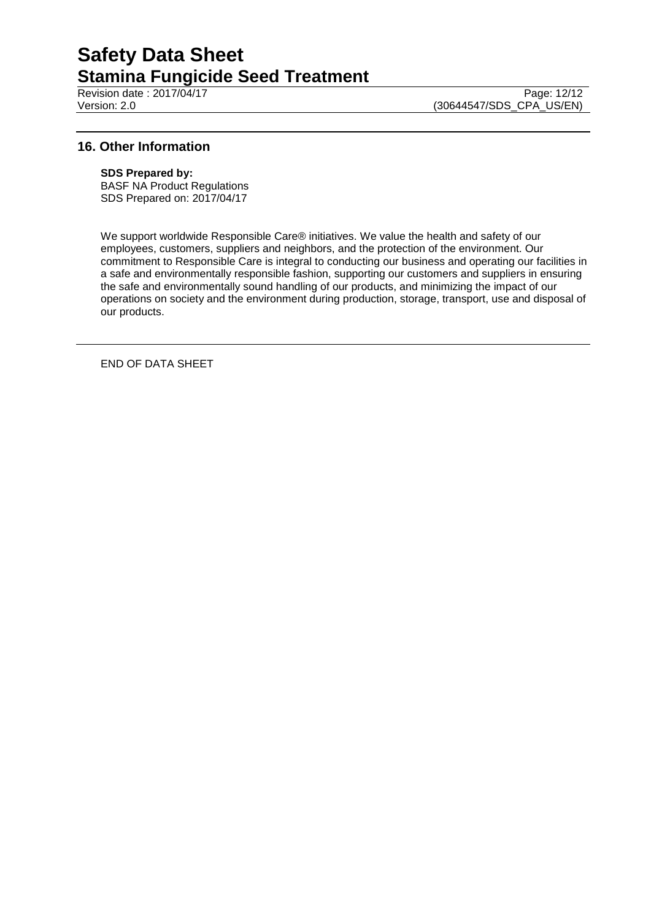## 16. Other Information

**SDS Prepared by:**
BASF NA Product Regulations
SDS Prepared on: 2017/04/17

We support worldwide Responsible Care® initiatives. We value the health and safety of our employees, customers, suppliers and neighbors, and the protection of the environment. Our commitment to Responsible Care is integral to conducting our business and operating our facilities in a safe and environmentally responsible fashion, supporting our customers and suppliers in ensuring the safe and environmentally sound handling of our products, and minimizing the impact of our operations on society and the environment during production, storage, transport, use and disposal of our products.

---

END OF DATA SHEET